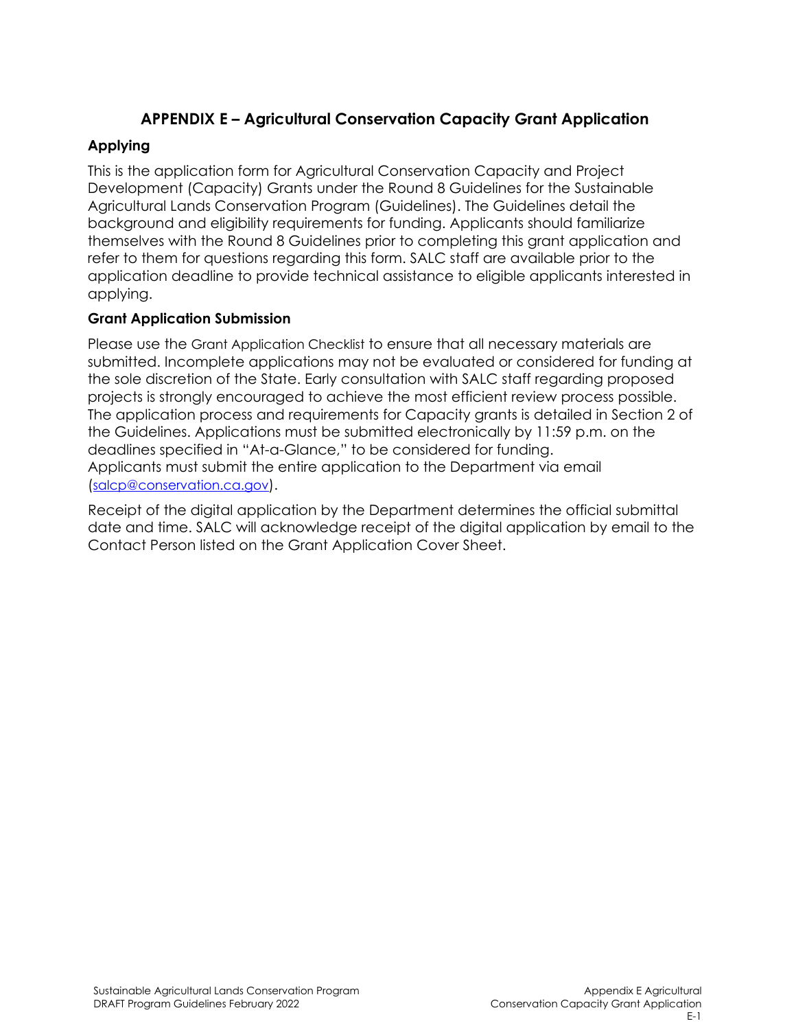# APPENDIX E – Agricultural Conservation Capacity Grant Application

## Applying

This is the application form for Agricultural Conservation Capacity and Project Development (Capacity) Grants under the Round 8 Guidelines for the Sustainable Agricultural Lands Conservation Program (Guidelines). The Guidelines detail the background and eligibility requirements for funding. Applicants should familiarize themselves with the Round 8 Guidelines prior to completing this grant application and refer to them for questions regarding this form. SALC staff are available prior to the application deadline to provide technical assistance to eligible applicants interested in applying.

## Grant Application Submission

Please use the Grant Application Checklist to ensure that all necessary materials are submitted. Incomplete applications may not be evaluated or considered for funding at the sole discretion of the State. Early consultation with SALC staff regarding proposed projects is strongly encouraged to achieve the most efficient review process possible. The application process and requirements for Capacity grants is detailed in Section 2 of the Guidelines. Applications must be submitted electronically by 11:59 p.m. on the deadlines specified in "At-a-Glance," to be considered for funding.
Applicants must submit the entire application to the Department via email (salcp@conservation.ca.gov).

Receipt of the digital application by the Department determines the official submittal date and time. SALC will acknowledge receipt of the digital application by email to the Contact Person listed on the Grant Application Cover Sheet.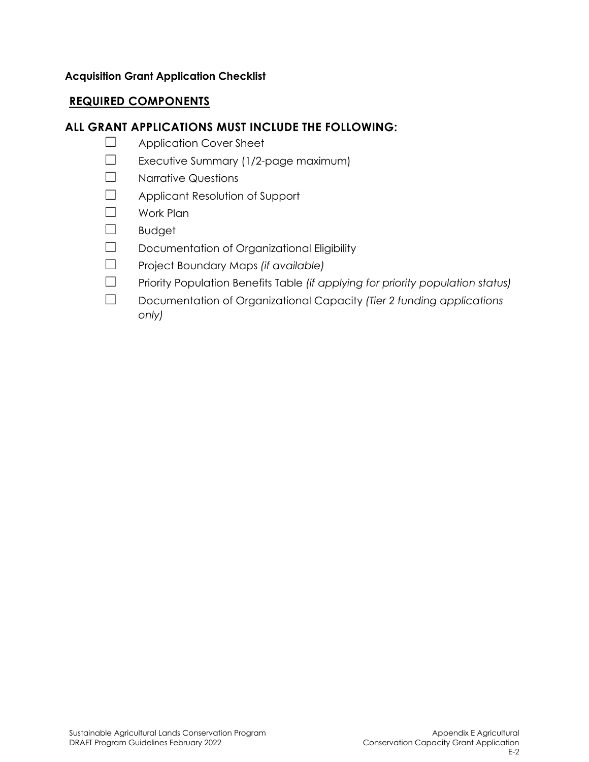**Acquisition Grant Application Checklist**

## REQUIRED COMPONENTS

### ALL GRANT APPLICATIONS MUST INCLUDE THE FOLLOWING:

- ☐ Application Cover Sheet
- ☐ Executive Summary (1/2-page maximum)
- ☐ Narrative Questions
- ☐ Applicant Resolution of Support
- ☐ Work Plan
- ☐ Budget
- ☐ Documentation of Organizational Eligibility
- ☐ Project Boundary Maps *(if available)*
- ☐ Priority Population Benefits Table *(if applying for priority population status)*
- ☐ Documentation of Organizational Capacity *(Tier 2 funding applications only)*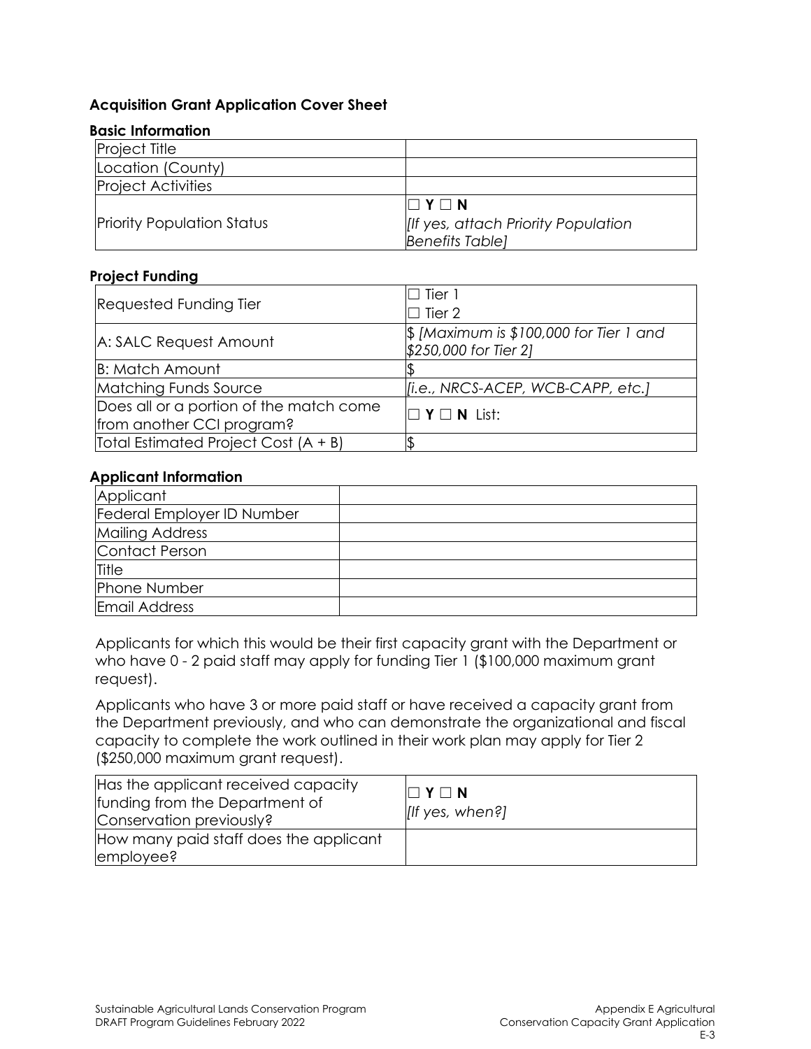### Acquisition Grant Application Cover Sheet

**Basic Information**

| | |
|---|---|
| Project Title | |
| Location (County) | |
| Project Activities | |
| Priority Population Status | ☐ **Y** ☐ **N** *[If yes, attach Priority Population Benefits Table]* |

**Project Funding**

| | |
|---|---|
| Requested Funding Tier | ☐ Tier 1 ☐ Tier 2 |
| A: SALC Request Amount | $ *[Maximum is $100,000 for Tier 1 and $250,000 for Tier 2]* |
| B: Match Amount | $ |
| Matching Funds Source | *[i.e., NRCS-ACEP, WCB-CAPP, etc.]* |
| Does all or a portion of the match come from another CCI program? | ☐ **Y** ☐ **N** List: |
| Total Estimated Project Cost (A + B) | $ |

**Applicant Information**

| | |
|---|---|
| Applicant | |
| Federal Employer ID Number | |
| Mailing Address | |
| Contact Person | |
| Title | |
| Phone Number | |
| Email Address | |

Applicants for which this would be their first capacity grant with the Department or who have 0 - 2 paid staff may apply for funding Tier 1 ($100,000 maximum grant request).

Applicants who have 3 or more paid staff or have received a capacity grant from the Department previously, and who can demonstrate the organizational and fiscal capacity to complete the work outlined in their work plan may apply for Tier 2 ($250,000 maximum grant request).

| | |
|---|---|
| Has the applicant received capacity funding from the Department of Conservation previously? | ☐ **Y** ☐ **N** *[If yes, when?]* |
| How many paid staff does the applicant employee? | |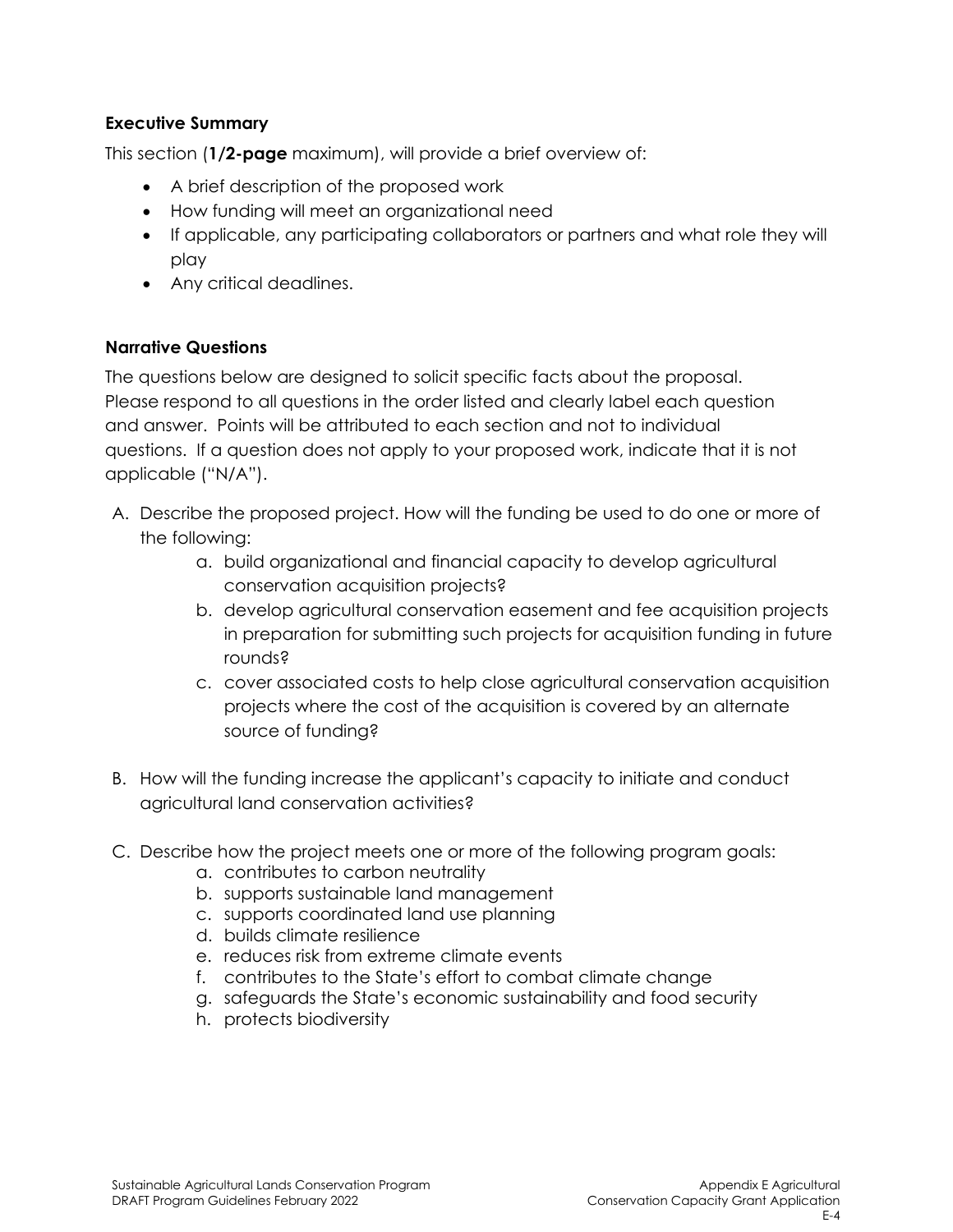**Executive Summary**

This section (**1/2-page** maximum), will provide a brief overview of:

- A brief description of the proposed work
- How funding will meet an organizational need
- If applicable, any participating collaborators or partners and what role they will play
- Any critical deadlines.

**Narrative Questions**

The questions below are designed to solicit specific facts about the proposal. Please respond to all questions in the order listed and clearly label each question and answer. Points will be attributed to each section and not to individual questions. If a question does not apply to your proposed work, indicate that it is not applicable ("N/A").

A. Describe the proposed project. How will the funding be used to do one or more of the following:
   a. build organizational and financial capacity to develop agricultural conservation acquisition projects?
   b. develop agricultural conservation easement and fee acquisition projects in preparation for submitting such projects for acquisition funding in future rounds?
   c. cover associated costs to help close agricultural conservation acquisition projects where the cost of the acquisition is covered by an alternate source of funding?

B. How will the funding increase the applicant's capacity to initiate and conduct agricultural land conservation activities?

C. Describe how the project meets one or more of the following program goals:
   a. contributes to carbon neutrality
   b. supports sustainable land management
   c. supports coordinated land use planning
   d. builds climate resilience
   e. reduces risk from extreme climate events
   f. contributes to the State's effort to combat climate change
   g. safeguards the State's economic sustainability and food security
   h. protects biodiversity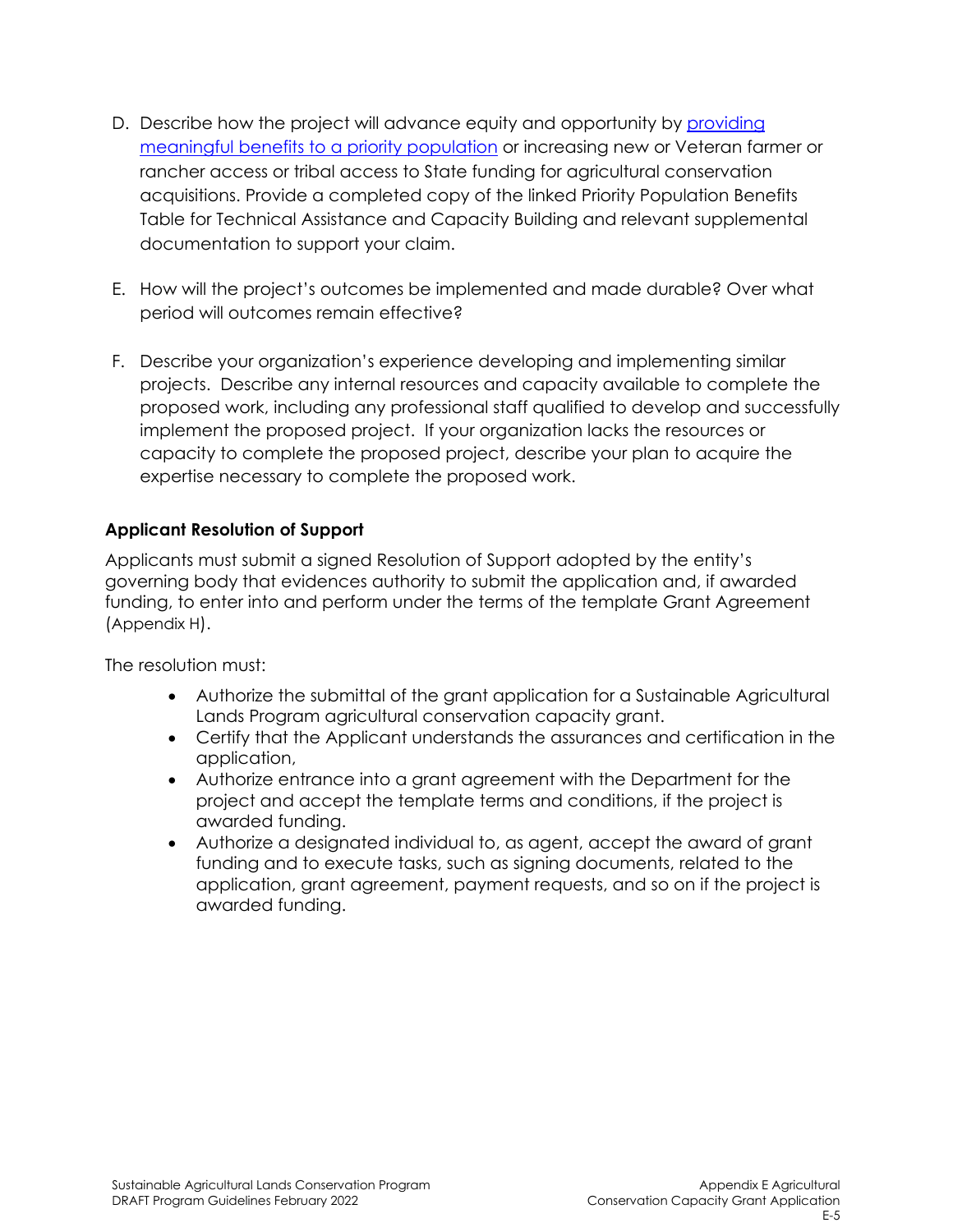D. Describe how the project will advance equity and opportunity by [providing meaningful benefits to a priority population]() or increasing new or Veteran farmer or rancher access or tribal access to State funding for agricultural conservation acquisitions. Provide a completed copy of the linked Priority Population Benefits Table for Technical Assistance and Capacity Building and relevant supplemental documentation to support your claim.

E. How will the project's outcomes be implemented and made durable? Over what period will outcomes remain effective?

F. Describe your organization's experience developing and implementing similar projects. Describe any internal resources and capacity available to complete the proposed work, including any professional staff qualified to develop and successfully implement the proposed project. If your organization lacks the resources or capacity to complete the proposed project, describe your plan to acquire the expertise necessary to complete the proposed work.

**Applicant Resolution of Support**

Applicants must submit a signed Resolution of Support adopted by the entity's governing body that evidences authority to submit the application and, if awarded funding, to enter into and perform under the terms of the template Grant Agreement (Appendix H).

The resolution must:

- Authorize the submittal of the grant application for a Sustainable Agricultural Lands Program agricultural conservation capacity grant.
- Certify that the Applicant understands the assurances and certification in the application,
- Authorize entrance into a grant agreement with the Department for the project and accept the template terms and conditions, if the project is awarded funding.
- Authorize a designated individual to, as agent, accept the award of grant funding and to execute tasks, such as signing documents, related to the application, grant agreement, payment requests, and so on if the project is awarded funding.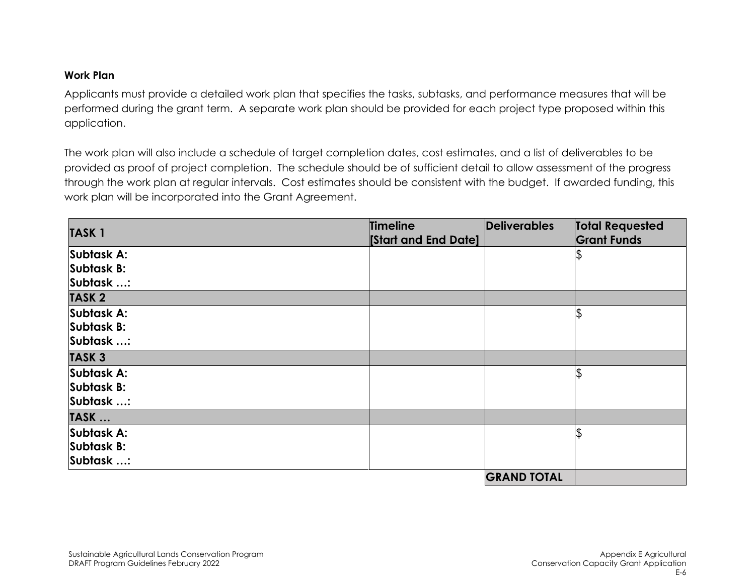**Work Plan**

Applicants must provide a detailed work plan that specifies the tasks, subtasks, and performance measures that will be performed during the grant term. A separate work plan should be provided for each project type proposed within this application.

The work plan will also include a schedule of target completion dates, cost estimates, and a list of deliverables to be provided as proof of project completion. The schedule should be of sufficient detail to allow assessment of the progress through the work plan at regular intervals. Cost estimates should be consistent with the budget. If awarded funding, this work plan will be incorporated into the Grant Agreement.

| TASK 1 | Timeline [Start and End Date] | Deliverables | Total Requested Grant Funds |
|---|---|---|---|
| Subtask A:<br>Subtask B:<br>Subtask …: | | | $ |
| **TASK 2** | | | |
| Subtask A:<br>Subtask B:<br>Subtask …: | | | $ |
| **TASK 3** | | | |
| Subtask A:<br>Subtask B:<br>Subtask …: | | | $ |
| **TASK …** | | | |
| Subtask A:<br>Subtask B:<br>Subtask …: | | | $ |
| | | **GRAND TOTAL** | |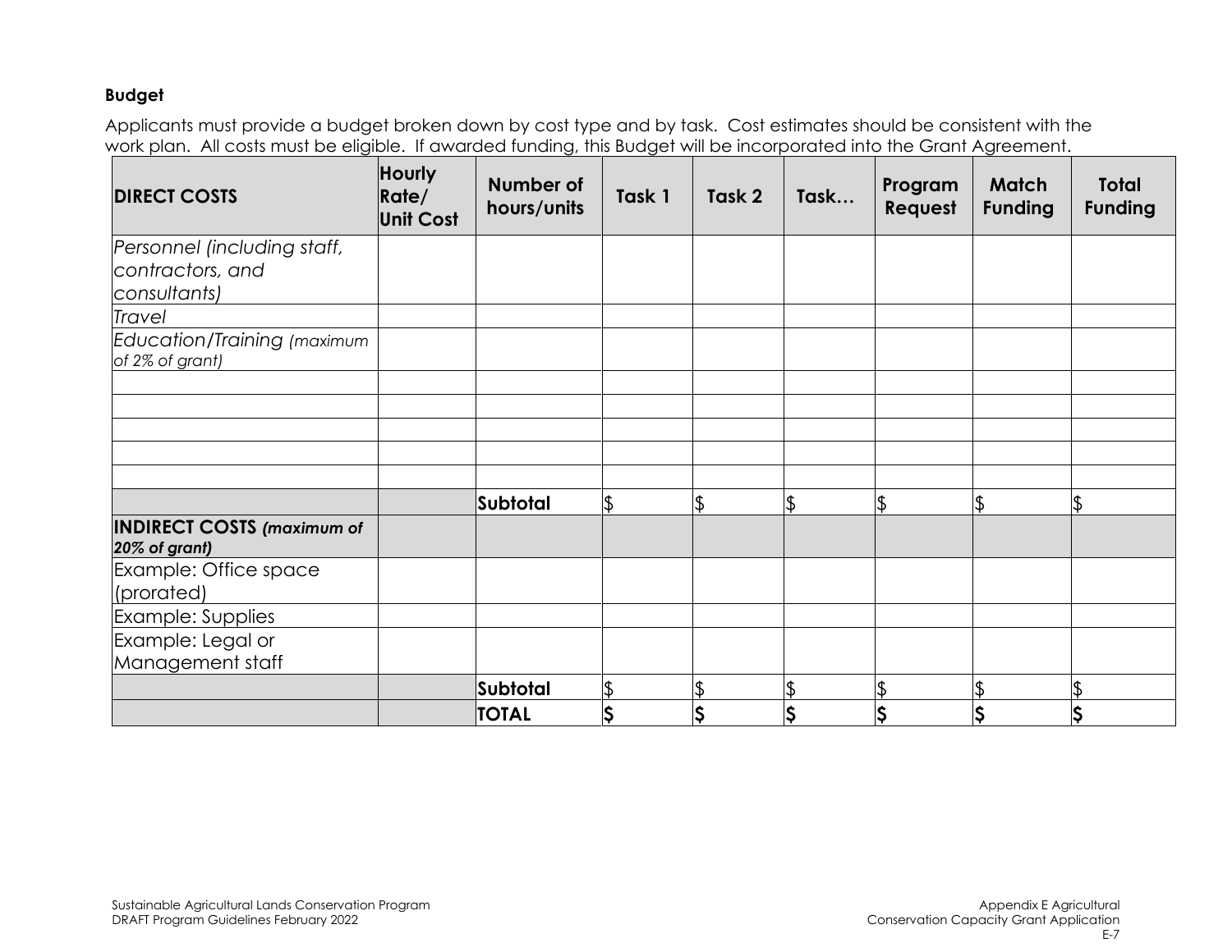**Budget**

Applicants must provide a budget broken down by cost type and by task. Cost estimates should be consistent with the work plan. All costs must be eligible. If awarded funding, this Budget will be incorporated into the Grant Agreement.

| **DIRECT COSTS** | **Hourly Rate/ Unit Cost** | **Number of hours/units** | **Task 1** | **Task 2** | **Task…** | **Program Request** | **Match Funding** | **Total Funding** |
|---|---|---|---|---|---|---|---|---|
| *Personnel (including staff, contractors, and consultants)* | | | | | | | | |
| *Travel* | | | | | | | | |
| *Education/Training (maximum of 2% of grant)* | | | | | | | | |
| | | | | | | | | |
| | | | | | | | | |
| | | | | | | | | |
| | | | | | | | | |
| | | | | | | | | |
| | | **Subtotal** | $ | $ | $ | $ | $ | $ |
| **INDIRECT COSTS *(maximum of 20% of grant)*** | | | | | | | | |
| Example: Office space (prorated) | | | | | | | | |
| Example: Supplies | | | | | | | | |
| Example: Legal or Management staff | | | | | | | | |
| | | **Subtotal** | $ | $ | $ | $ | $ | $ |
| | | **TOTAL** | **$** | **$** | **$** | **$** | **$** | **$** |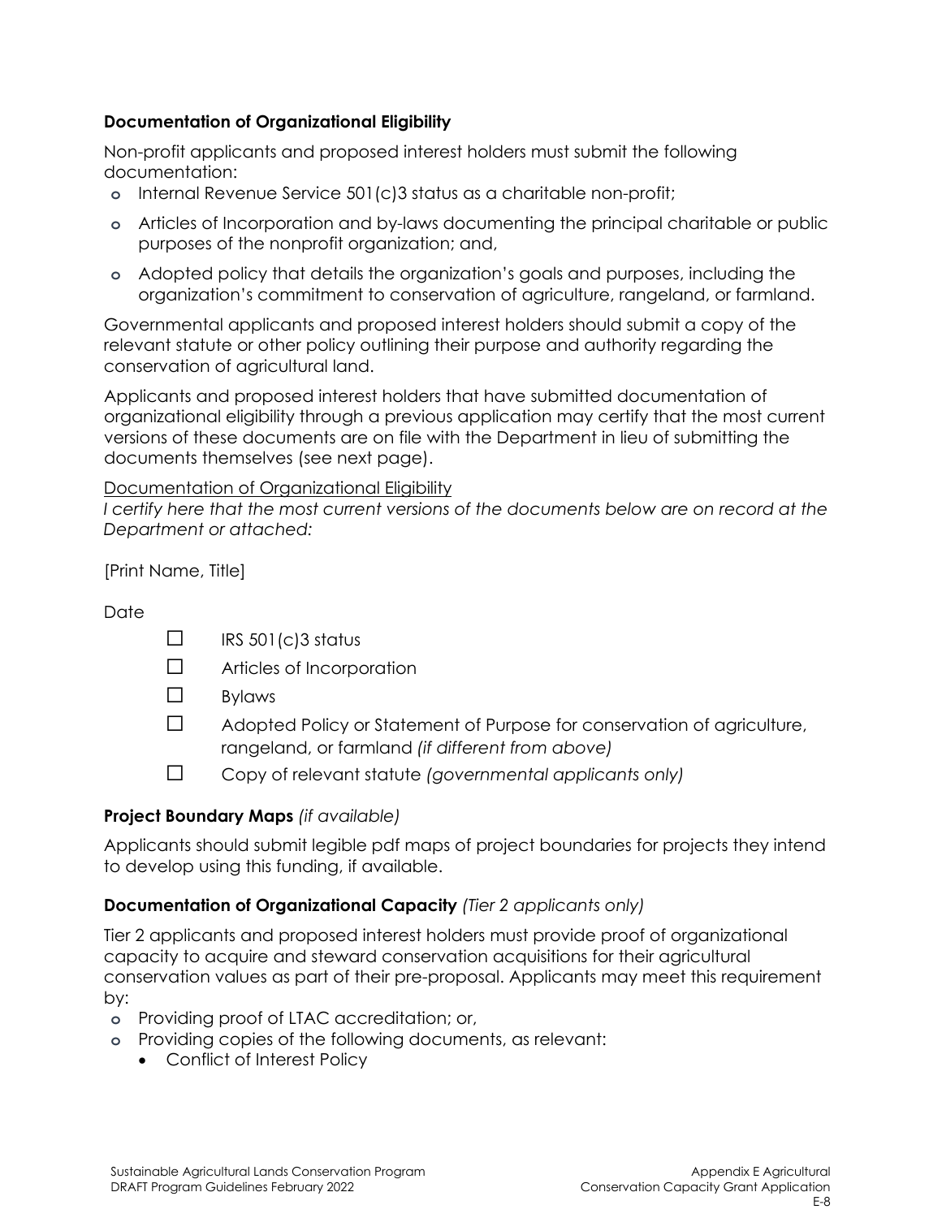**Documentation of Organizational Eligibility**

Non-profit applicants and proposed interest holders must submit the following documentation:

- Internal Revenue Service 501(c)3 status as a charitable non-profit;
- Articles of Incorporation and by-laws documenting the principal charitable or public purposes of the nonprofit organization; and,
- Adopted policy that details the organization's goals and purposes, including the organization's commitment to conservation of agriculture, rangeland, or farmland.

Governmental applicants and proposed interest holders should submit a copy of the relevant statute or other policy outlining their purpose and authority regarding the conservation of agricultural land.

Applicants and proposed interest holders that have submitted documentation of organizational eligibility through a previous application may certify that the most current versions of these documents are on file with the Department in lieu of submitting the documents themselves (see next page).

<u>Documentation of Organizational Eligibility</u>

*I certify here that the most current versions of the documents below are on record at the Department or attached:*

[Print Name, Title]

Date

- ☐ IRS 501(c)3 status
- ☐ Articles of Incorporation
- ☐ Bylaws
- ☐ Adopted Policy or Statement of Purpose for conservation of agriculture, rangeland, or farmland *(if different from above)*
- ☐ Copy of relevant statute *(governmental applicants only)*

**Project Boundary Maps** *(if available)*

Applicants should submit legible pdf maps of project boundaries for projects they intend to develop using this funding, if available.

**Documentation of Organizational Capacity** *(Tier 2 applicants only)*

Tier 2 applicants and proposed interest holders must provide proof of organizational capacity to acquire and steward conservation acquisitions for their agricultural conservation values as part of their pre-proposal. Applicants may meet this requirement by:

- Providing proof of LTAC accreditation; or,
- Providing copies of the following documents, as relevant:
  - Conflict of Interest Policy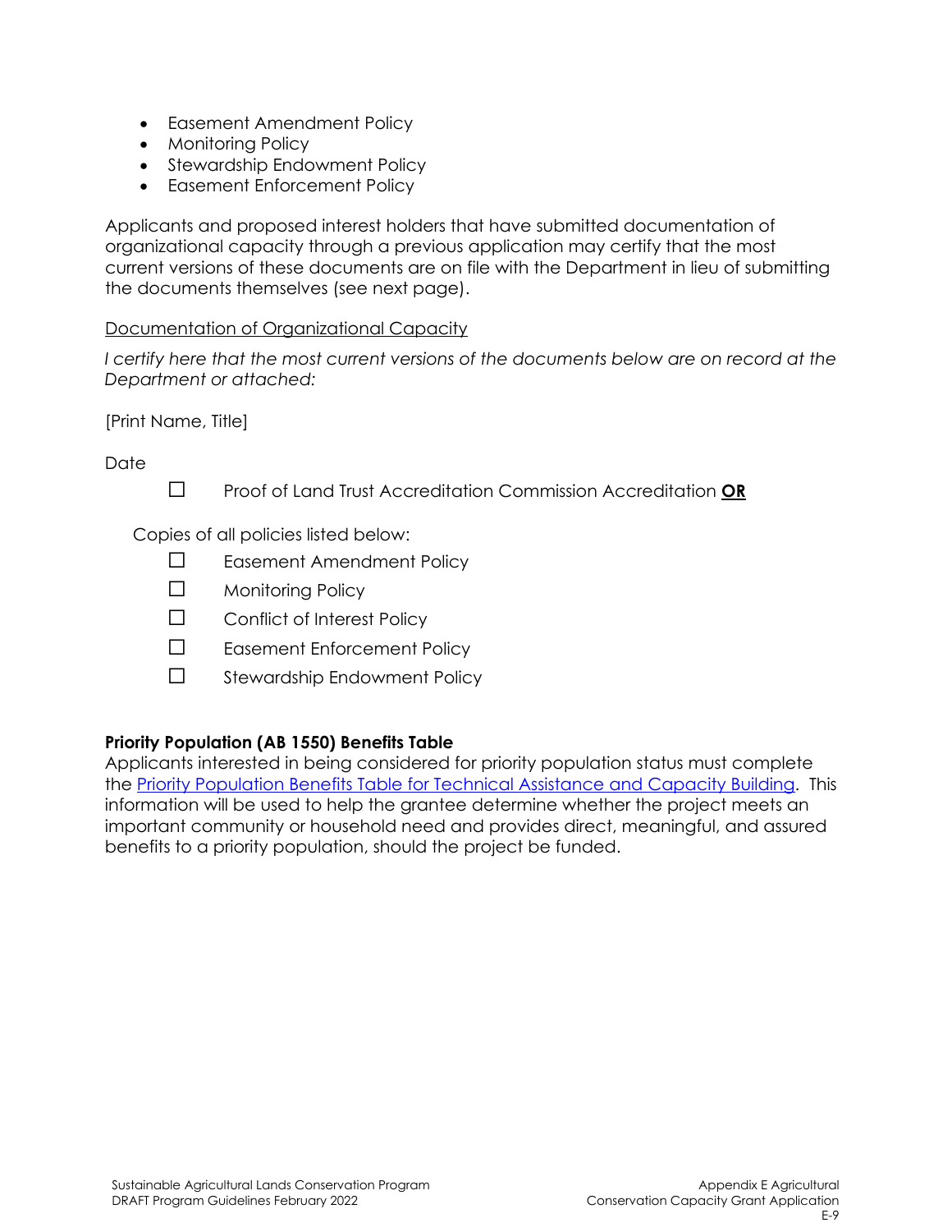- Easement Amendment Policy
- Monitoring Policy
- Stewardship Endowment Policy
- Easement Enforcement Policy

Applicants and proposed interest holders that have submitted documentation of organizational capacity through a previous application may certify that the most current versions of these documents are on file with the Department in lieu of submitting the documents themselves (see next page).

Documentation of Organizational Capacity

*I certify here that the most current versions of the documents below are on record at the Department or attached:*

[Print Name, Title]

Date

- ☐ Proof of Land Trust Accreditation Commission Accreditation **OR**

Copies of all policies listed below:

- ☐ Easement Amendment Policy
- ☐ Monitoring Policy
- ☐ Conflict of Interest Policy
- ☐ Easement Enforcement Policy
- ☐ Stewardship Endowment Policy

**Priority Population (AB 1550) Benefits Table**

Applicants interested in being considered for priority population status must complete the Priority Population Benefits Table for Technical Assistance and Capacity Building. This information will be used to help the grantee determine whether the project meets an important community or household need and provides direct, meaningful, and assured benefits to a priority population, should the project be funded.